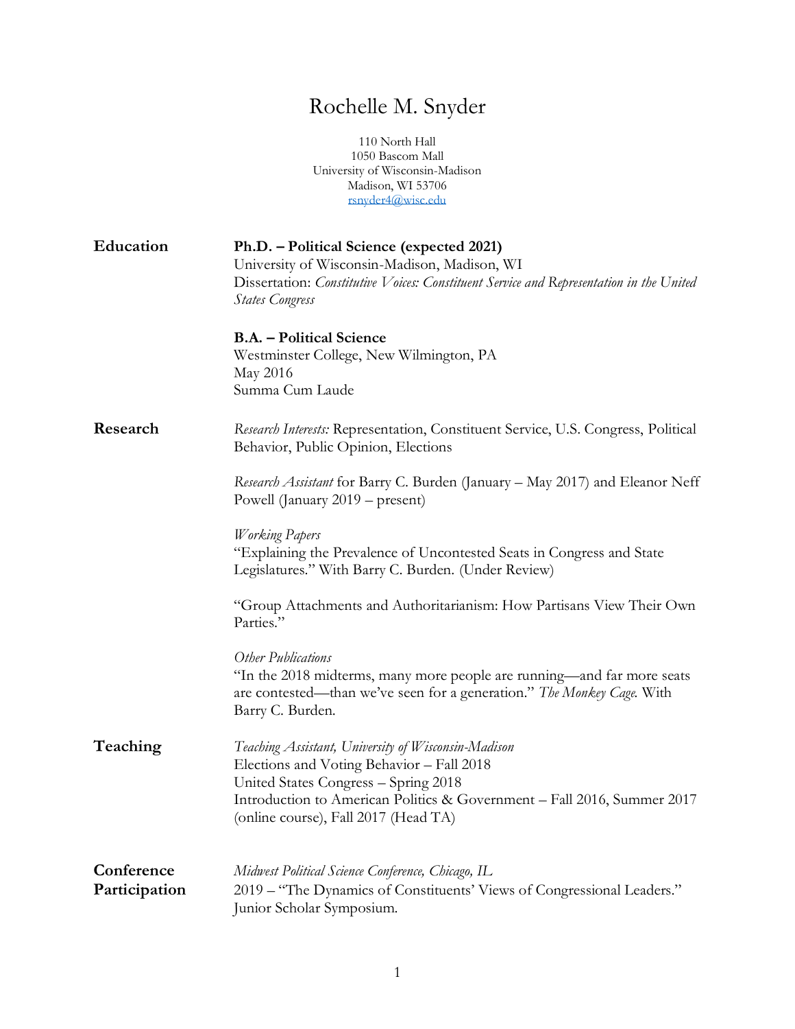# Rochelle M. Snyder

110 North Hall
1050 Bascom Mall
University of Wisconsin-Madison
Madison, WI 53706
rsnyder4@wisc.edu

## Education

**Ph.D. – Political Science (expected 2021)**
University of Wisconsin-Madison, Madison, WI
Dissertation: *Constitutive Voices: Constituent Service and Representation in the United States Congress*

**B.A. – Political Science**
Westminster College, New Wilmington, PA
May 2016
Summa Cum Laude

## Research

*Research Interests:* Representation, Constituent Service, U.S. Congress, Political Behavior, Public Opinion, Elections

*Research Assistant* for Barry C. Burden (January – May 2017) and Eleanor Neff Powell (January 2019 – present)

*Working Papers*
"Explaining the Prevalence of Uncontested Seats in Congress and State Legislatures." With Barry C. Burden. (Under Review)

"Group Attachments and Authoritarianism: How Partisans View Their Own Parties."

*Other Publications*
"In the 2018 midterms, many more people are running—and far more seats are contested—than we've seen for a generation." *The Monkey Cage.* With Barry C. Burden.

## Teaching

*Teaching Assistant, University of Wisconsin-Madison*
Elections and Voting Behavior – Fall 2018
United States Congress – Spring 2018
Introduction to American Politics & Government – Fall 2016, Summer 2017 (online course), Fall 2017 (Head TA)

## Conference Participation

*Midwest Political Science Conference, Chicago, IL*
2019 – "The Dynamics of Constituents' Views of Congressional Leaders." Junior Scholar Symposium.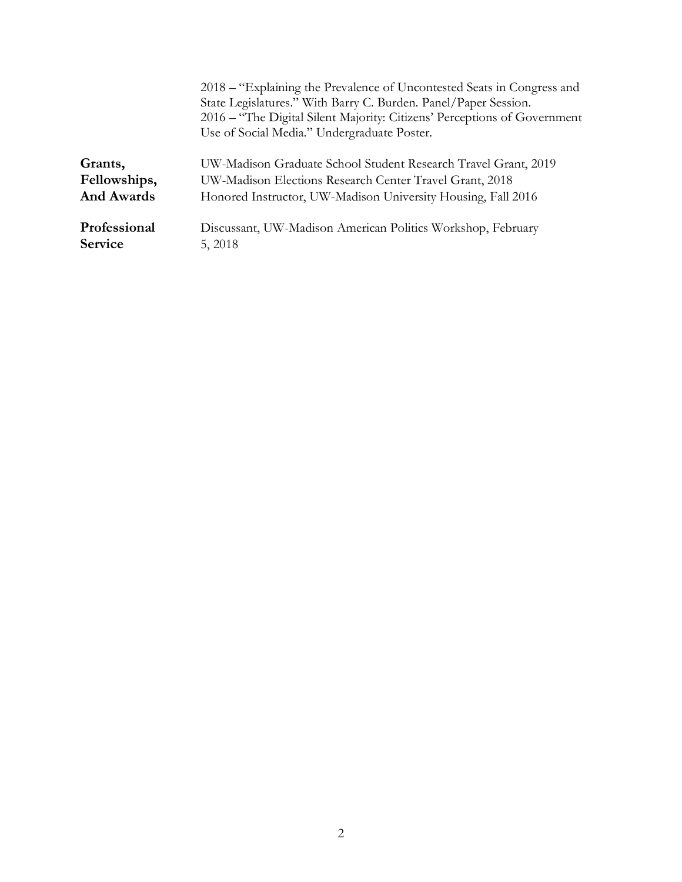2018 – "Explaining the Prevalence of Uncontested Seats in Congress and State Legislatures." With Barry C. Burden. Panel/Paper Session.
2016 – "The Digital Silent Majority: Citizens' Perceptions of Government Use of Social Media." Undergraduate Poster.

**Grants, Fellowships, And Awards**

UW-Madison Graduate School Student Research Travel Grant, 2019
UW-Madison Elections Research Center Travel Grant, 2018
Honored Instructor, UW-Madison University Housing, Fall 2016

**Professional Service**

Discussant, UW-Madison American Politics Workshop, February 5, 2018